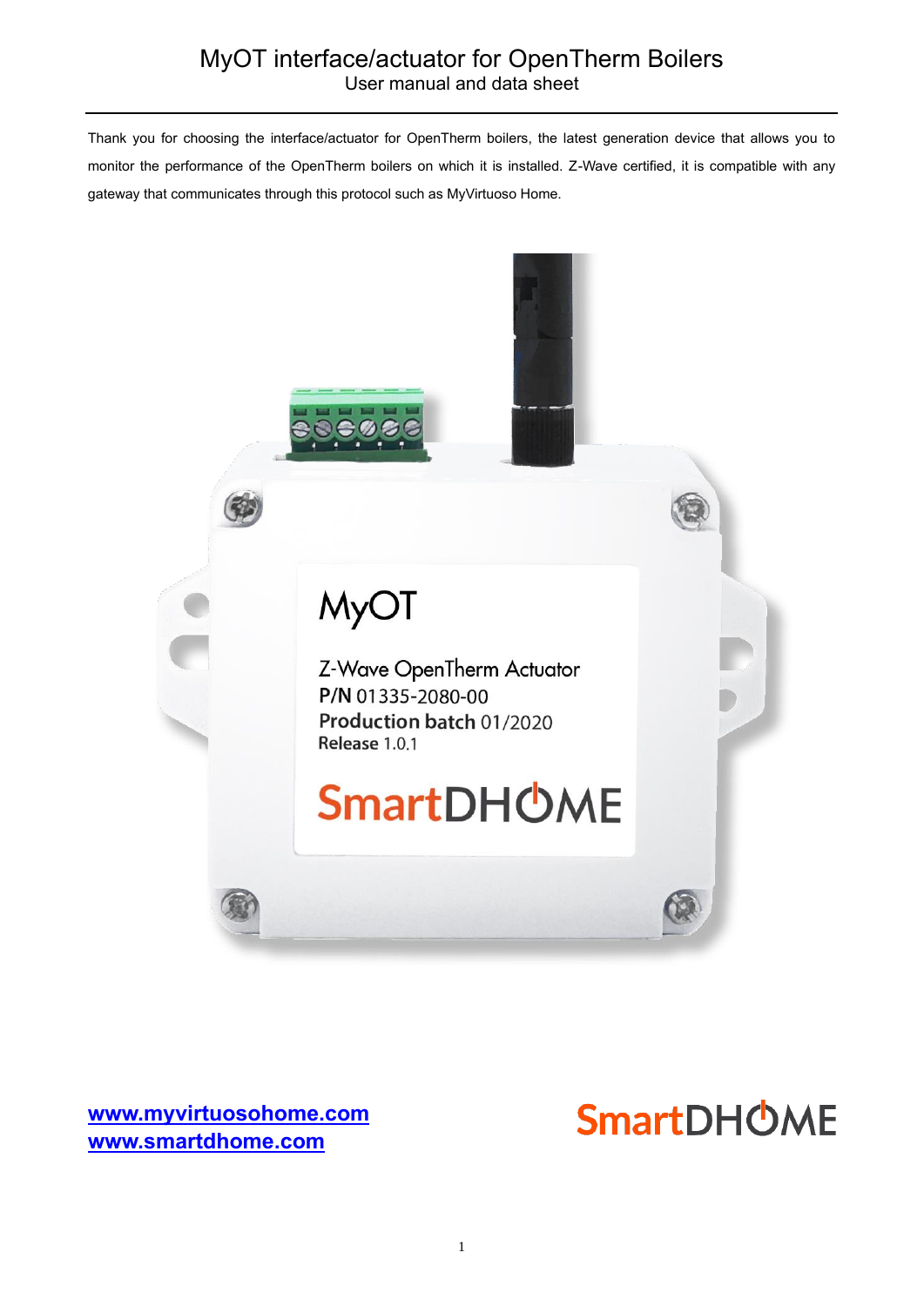# MyOT interface/actuator for OpenTherm Boilers

User manual and data sheet

Thank you for choosing the interface/actuator for OpenTherm boilers, the latest generation device that allows you to monitor the performance of the OpenTherm boilers on which it is installed. Z-Wave certified, it is compatible with any gateway that communicates through this protocol such as MyVirtuoso Home.

**www.myvirtuosohome.com**
**www.smartdhome.com**

SmartDHOME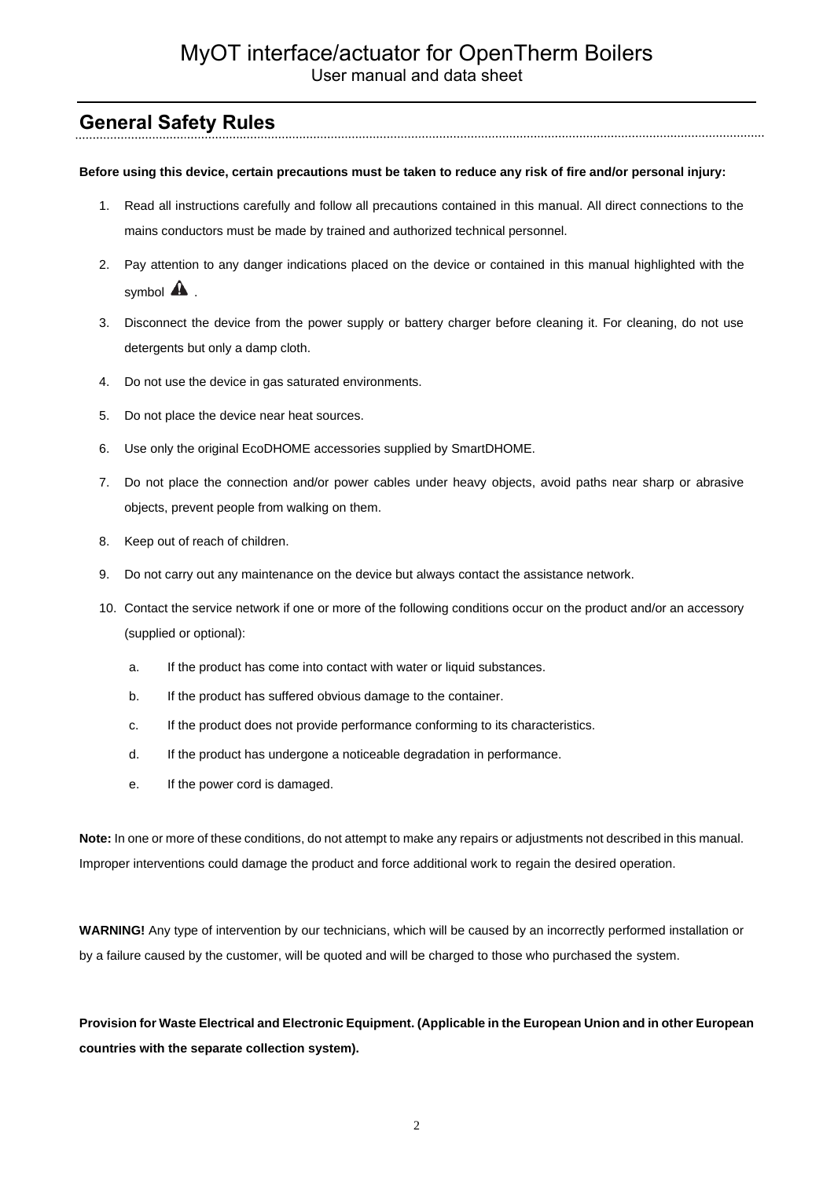## General Safety Rules

**Before using this device, certain precautions must be taken to reduce any risk of fire and/or personal injury:**

1. Read all instructions carefully and follow all precautions contained in this manual. All direct connections to the mains conductors must be made by trained and authorized technical personnel.
2. Pay attention to any danger indications placed on the device or contained in this manual highlighted with the symbol ⚠ .
3. Disconnect the device from the power supply or battery charger before cleaning it. For cleaning, do not use detergents but only a damp cloth.
4. Do not use the device in gas saturated environments.
5. Do not place the device near heat sources.
6. Use only the original EcoDHOME accessories supplied by SmartDHOME.
7. Do not place the connection and/or power cables under heavy objects, avoid paths near sharp or abrasive objects, prevent people from walking on them.
8. Keep out of reach of children.
9. Do not carry out any maintenance on the device but always contact the assistance network.
10. Contact the service network if one or more of the following conditions occur on the product and/or an accessory (supplied or optional):
    a. If the product has come into contact with water or liquid substances.
    b. If the product has suffered obvious damage to the container.
    c. If the product does not provide performance conforming to its characteristics.
    d. If the product has undergone a noticeable degradation in performance.
    e. If the power cord is damaged.

**Note:** In one or more of these conditions, do not attempt to make any repairs or adjustments not described in this manual. Improper interventions could damage the product and force additional work to regain the desired operation.

**WARNING!** Any type of intervention by our technicians, which will be caused by an incorrectly performed installation or by a failure caused by the customer, will be quoted and will be charged to those who purchased the system.

**Provision for Waste Electrical and Electronic Equipment. (Applicable in the European Union and in other European countries with the separate collection system).**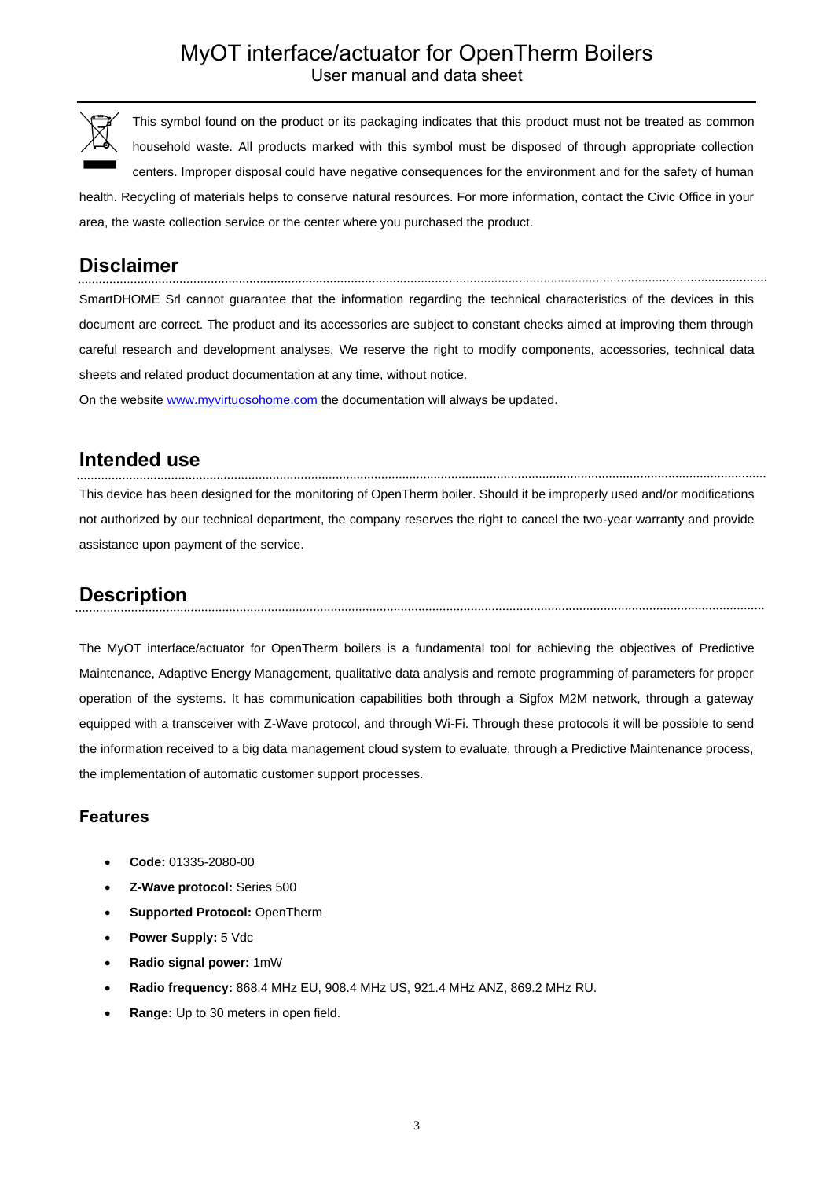# MyOT interface/actuator for OpenTherm Boilers

User manual and data sheet

This symbol found on the product or its packaging indicates that this product must not be treated as common household waste. All products marked with this symbol must be disposed of through appropriate collection centers. Improper disposal could have negative consequences for the environment and for the safety of human health. Recycling of materials helps to conserve natural resources. For more information, contact the Civic Office in your area, the waste collection service or the center where you purchased the product.

## Disclaimer

SmartDHOME Srl cannot guarantee that the information regarding the technical characteristics of the devices in this document are correct. The product and its accessories are subject to constant checks aimed at improving them through careful research and development analyses. We reserve the right to modify components, accessories, technical data sheets and related product documentation at any time, without notice.

On the website www.myvirtuosohome.com the documentation will always be updated.

## Intended use

This device has been designed for the monitoring of OpenTherm boiler. Should it be improperly used and/or modifications not authorized by our technical department, the company reserves the right to cancel the two-year warranty and provide assistance upon payment of the service.

## Description

The MyOT interface/actuator for OpenTherm boilers is a fundamental tool for achieving the objectives of Predictive Maintenance, Adaptive Energy Management, qualitative data analysis and remote programming of parameters for proper operation of the systems. It has communication capabilities both through a Sigfox M2M network, through a gateway equipped with a transceiver with Z-Wave protocol, and through Wi-Fi. Through these protocols it will be possible to send the information received to a big data management cloud system to evaluate, through a Predictive Maintenance process, the implementation of automatic customer support processes.

### Features

- **Code:** 01335-2080-00
- **Z-Wave protocol:** Series 500
- **Supported Protocol:** OpenTherm
- **Power Supply:** 5 Vdc
- **Radio signal power:** 1mW
- **Radio frequency:** 868.4 MHz EU, 908.4 MHz US, 921.4 MHz ANZ, 869.2 MHz RU.
- **Range:** Up to 30 meters in open field.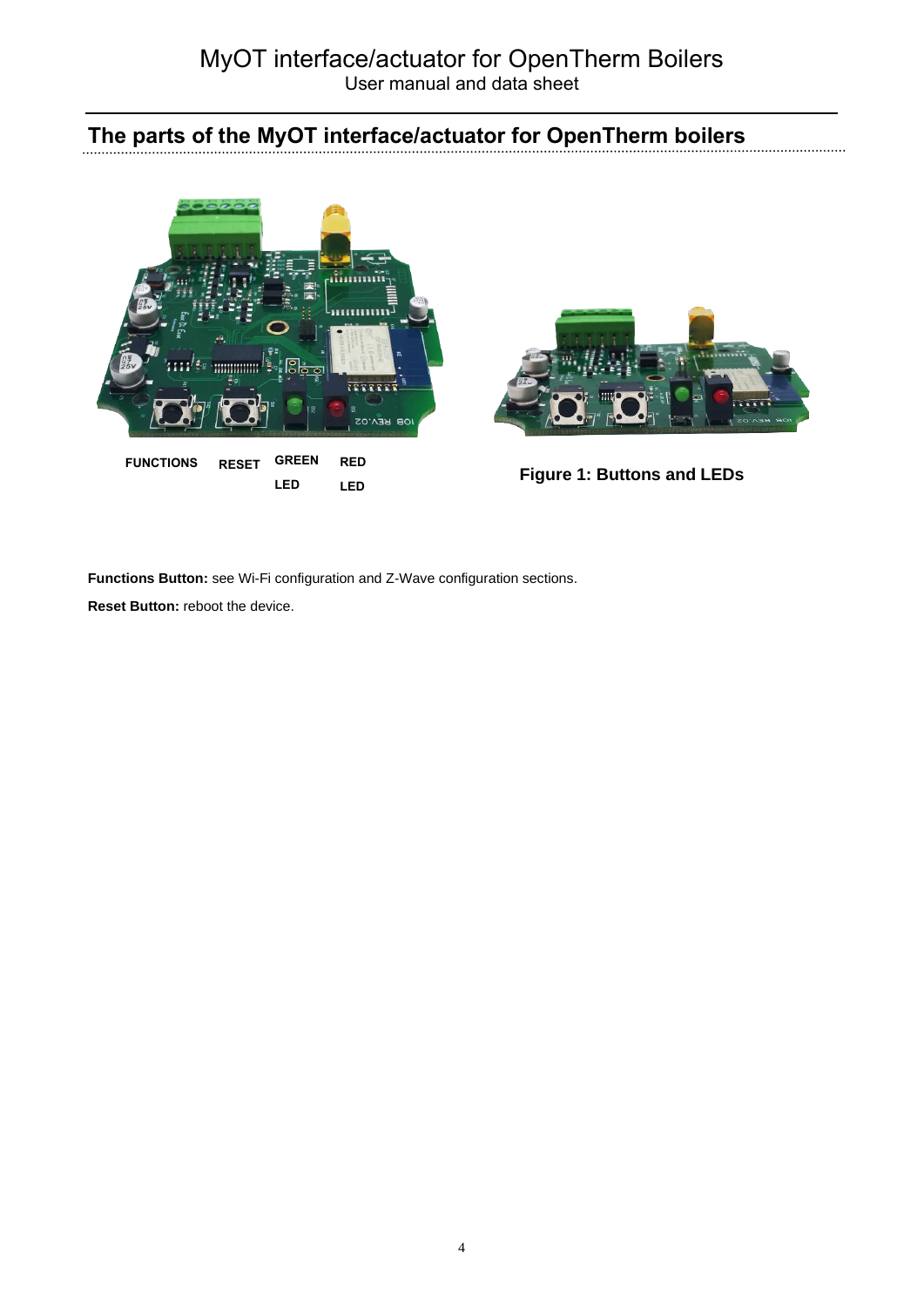## The parts of the MyOT interface/actuator for OpenTherm boilers

FUNCTIONS

RESET

GREEN LED

RED LED

Figure 1: Buttons and LEDs

**Functions Button:** see Wi-Fi configuration and Z-Wave configuration sections.

**Reset Button:** reboot the device.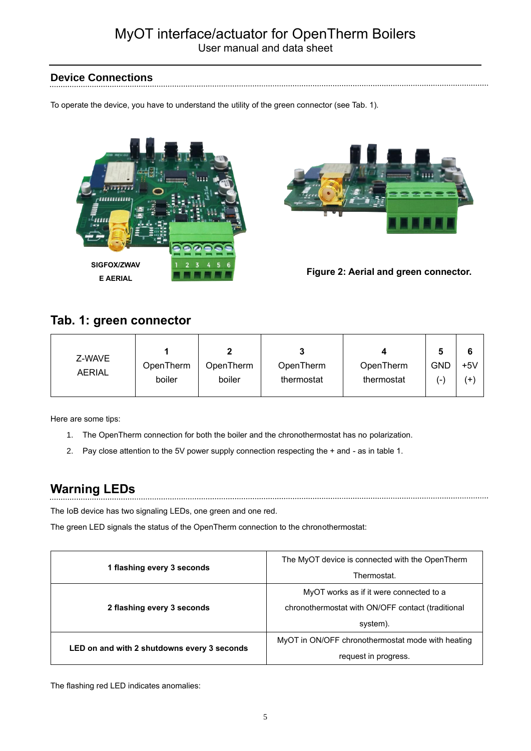# MyOT interface/actuator for OpenTherm Boilers
User manual and data sheet

## Device Connections

To operate the device, you have to understand the utility of the green connector (see Tab. 1).

SIGFOX/ZWAV
E AERIAL

**Figure 2: Aerial and green connector.**

## Tab. 1: green connector

| Z-WAVE AERIAL | 1<br>OpenTherm boiler | 2<br>OpenTherm boiler | 3<br>OpenTherm thermostat | 4<br>OpenTherm thermostat | 5<br>GND (-) | 6<br>+5V (+) |
|---|---|---|---|---|---|---|

Here are some tips:

1. The OpenTherm connection for both the boiler and the chronothermostat has no polarization.
2. Pay close attention to the 5V power supply connection respecting the + and - as in table 1.

## Warning LEDs

The IoB device has two signaling LEDs, one green and one red.

The green LED signals the status of the OpenTherm connection to the chronothermostat:

| | |
|---|---|
| **1 flashing every 3 seconds** | The MyOT device is connected with the OpenTherm Thermostat. |
| **2 flashing every 3 seconds** | MyOT works as if it were connected to a chronothermostat with ON/OFF contact (traditional system). |
| **LED on and with 2 shutdowns every 3 seconds** | MyOT in ON/OFF chronothermostat mode with heating request in progress. |

The flashing red LED indicates anomalies: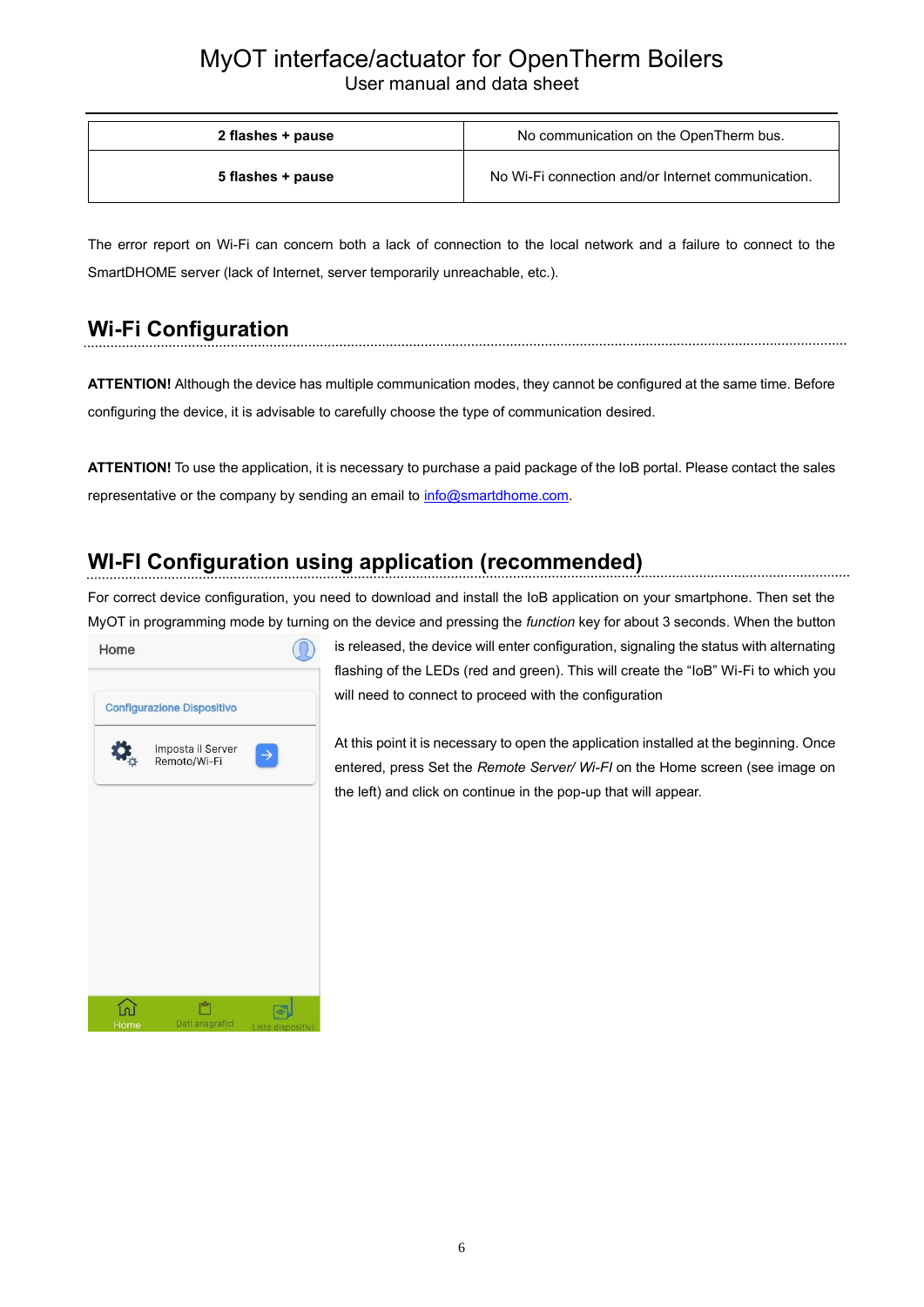| | |
|---|---|
| **2 flashes + pause** | No communication on the OpenTherm bus. |
| **5 flashes + pause** | No Wi-Fi connection and/or Internet communication. |

The error report on Wi-Fi can concern both a lack of connection to the local network and a failure to connect to the SmartDHOME server (lack of Internet, server temporarily unreachable, etc.).

## Wi-Fi Configuration

**ATTENTION!** Although the device has multiple communication modes, they cannot be configured at the same time. Before configuring the device, it is advisable to carefully choose the type of communication desired.

**ATTENTION!** To use the application, it is necessary to purchase a paid package of the IoB portal. Please contact the sales representative or the company by sending an email to info@smartdhome.com.

## WI-FI Configuration using application (recommended)

For correct device configuration, you need to download and install the IoB application on your smartphone. Then set the MyOT in programming mode by turning on the device and pressing the *function* key for about 3 seconds. When the button is released, the device will enter configuration, signaling the status with alternating flashing of the LEDs (red and green). This will create the "IoB" Wi-Fi to which you will need to connect to proceed with the configuration

At this point it is necessary to open the application installed at the beginning. Once entered, press Set the *Remote Server/ Wi-FI* on the Home screen (see image on the left) and click on continue in the pop-up that will appear.

Home

Configurazione Dispositivo

Imposta il Server Remoto/Wi-Fi

Home Dati anagrafici Lista dispositivi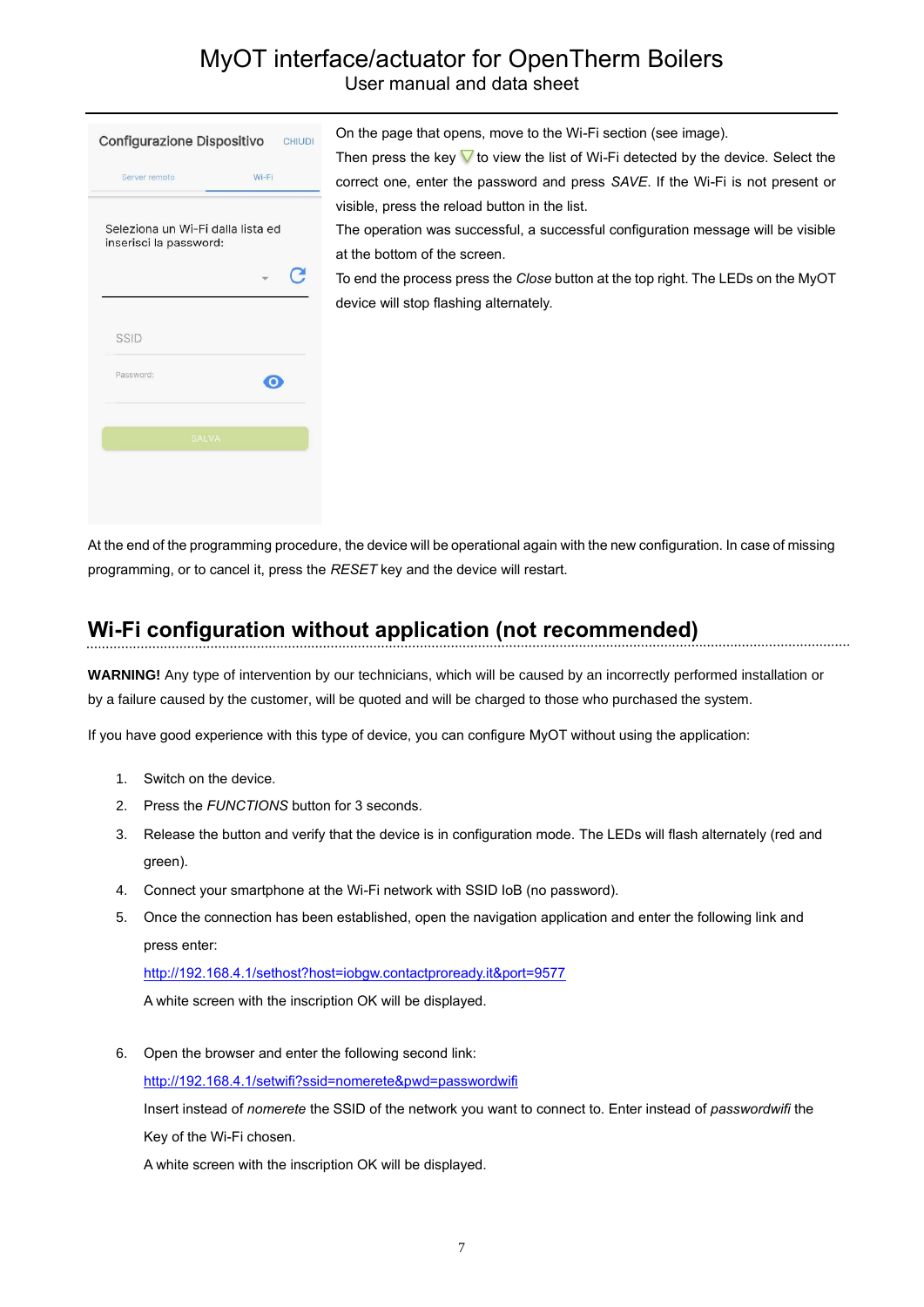On the page that opens, move to the Wi-Fi section (see image).

Then press the key ▽ to view the list of Wi-Fi detected by the device. Select the correct one, enter the password and press *SAVE*. If the Wi-Fi is not present or visible, press the reload button in the list.

The operation was successful, a successful configuration message will be visible at the bottom of the screen.

To end the process press the *Close* button at the top right. The LEDs on the MyOT device will stop flashing alternately.

At the end of the programming procedure, the device will be operational again with the new configuration. In case of missing programming, or to cancel it, press the *RESET* key and the device will restart.

## Wi-Fi configuration without application (not recommended)

**WARNING!** Any type of intervention by our technicians, which will be caused by an incorrectly performed installation or by a failure caused by the customer, will be quoted and will be charged to those who purchased the system.

If you have good experience with this type of device, you can configure MyOT without using the application:

1. Switch on the device.
2. Press the *FUNCTIONS* button for 3 seconds.
3. Release the button and verify that the device is in configuration mode. The LEDs will flash alternately (red and green).
4. Connect your smartphone at the Wi-Fi network with SSID IoB (no password).
5. Once the connection has been established, open the navigation application and enter the following link and press enter:

   http://192.168.4.1/sethost?host=iobgw.contactproready.it&port=9577

   A white screen with the inscription OK will be displayed.

6. Open the browser and enter the following second link:

   http://192.168.4.1/setwifi?ssid=nomerete&pwd=passwordwifi

   Insert instead of *nomerete* the SSID of the network you want to connect to. Enter instead of *passwordwifi* the Key of the Wi-Fi chosen.

   A white screen with the inscription OK will be displayed.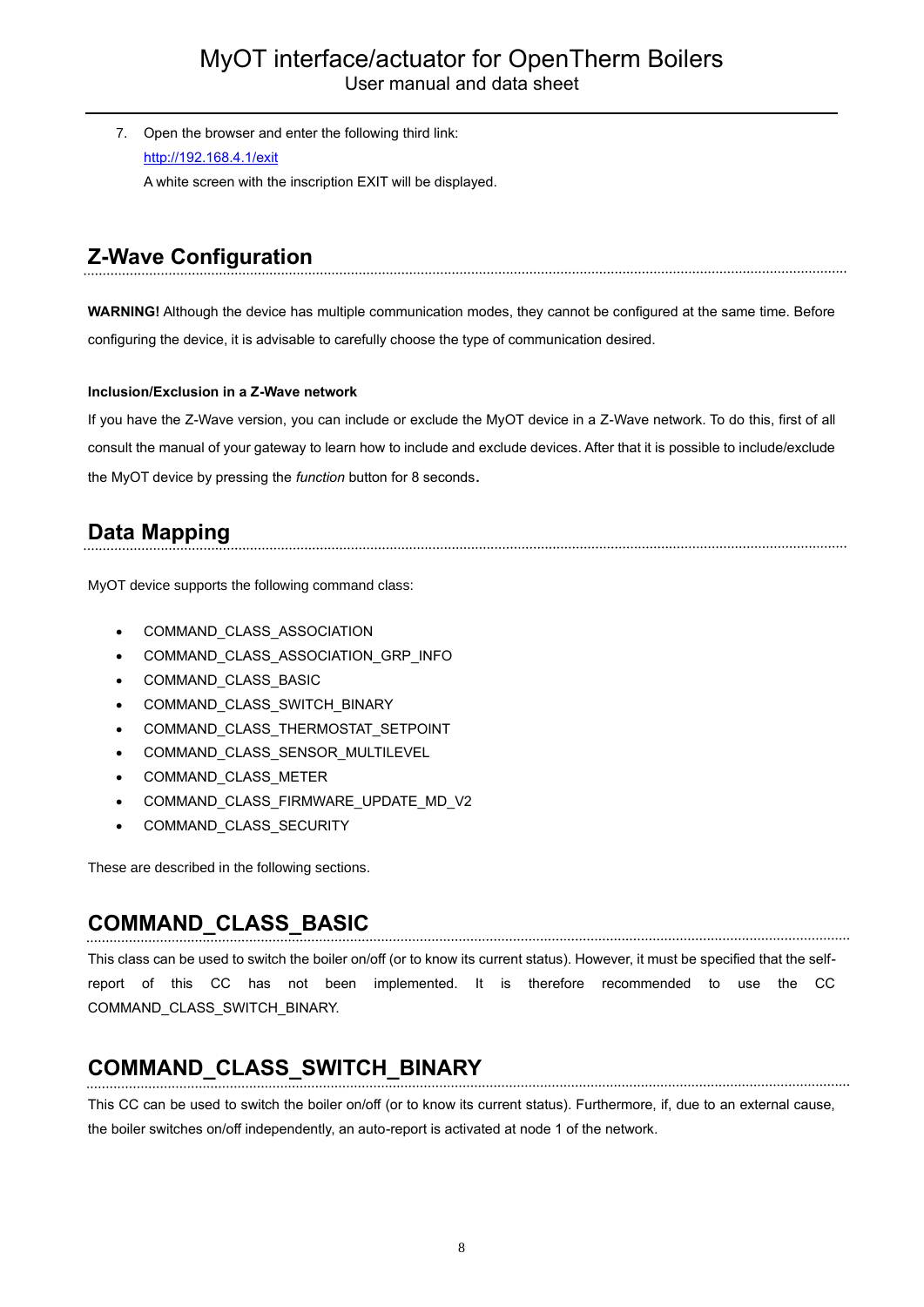7. Open the browser and enter the following third link:
   http://192.168.4.1/exit
   A white screen with the inscription EXIT will be displayed.

## Z-Wave Configuration

**WARNING!** Although the device has multiple communication modes, they cannot be configured at the same time. Before configuring the device, it is advisable to carefully choose the type of communication desired.

**Inclusion/Exclusion in a Z-Wave network**

If you have the Z-Wave version, you can include or exclude the MyOT device in a Z-Wave network. To do this, first of all consult the manual of your gateway to learn how to include and exclude devices. After that it is possible to include/exclude the MyOT device by pressing the *function* button for 8 seconds.

## Data Mapping

MyOT device supports the following command class:

- COMMAND_CLASS_ASSOCIATION
- COMMAND_CLASS_ASSOCIATION_GRP_INFO
- COMMAND_CLASS_BASIC
- COMMAND_CLASS_SWITCH_BINARY
- COMMAND_CLASS_THERMOSTAT_SETPOINT
- COMMAND_CLASS_SENSOR_MULTILEVEL
- COMMAND_CLASS_METER
- COMMAND_CLASS_FIRMWARE_UPDATE_MD_V2
- COMMAND_CLASS_SECURITY

These are described in the following sections.

## COMMAND_CLASS_BASIC

This class can be used to switch the boiler on/off (or to know its current status). However, it must be specified that the self-report of this CC has not been implemented. It is therefore recommended to use the CC COMMAND_CLASS_SWITCH_BINARY.

## COMMAND_CLASS_SWITCH_BINARY

This CC can be used to switch the boiler on/off (or to know its current status). Furthermore, if, due to an external cause, the boiler switches on/off independently, an auto-report is activated at node 1 of the network.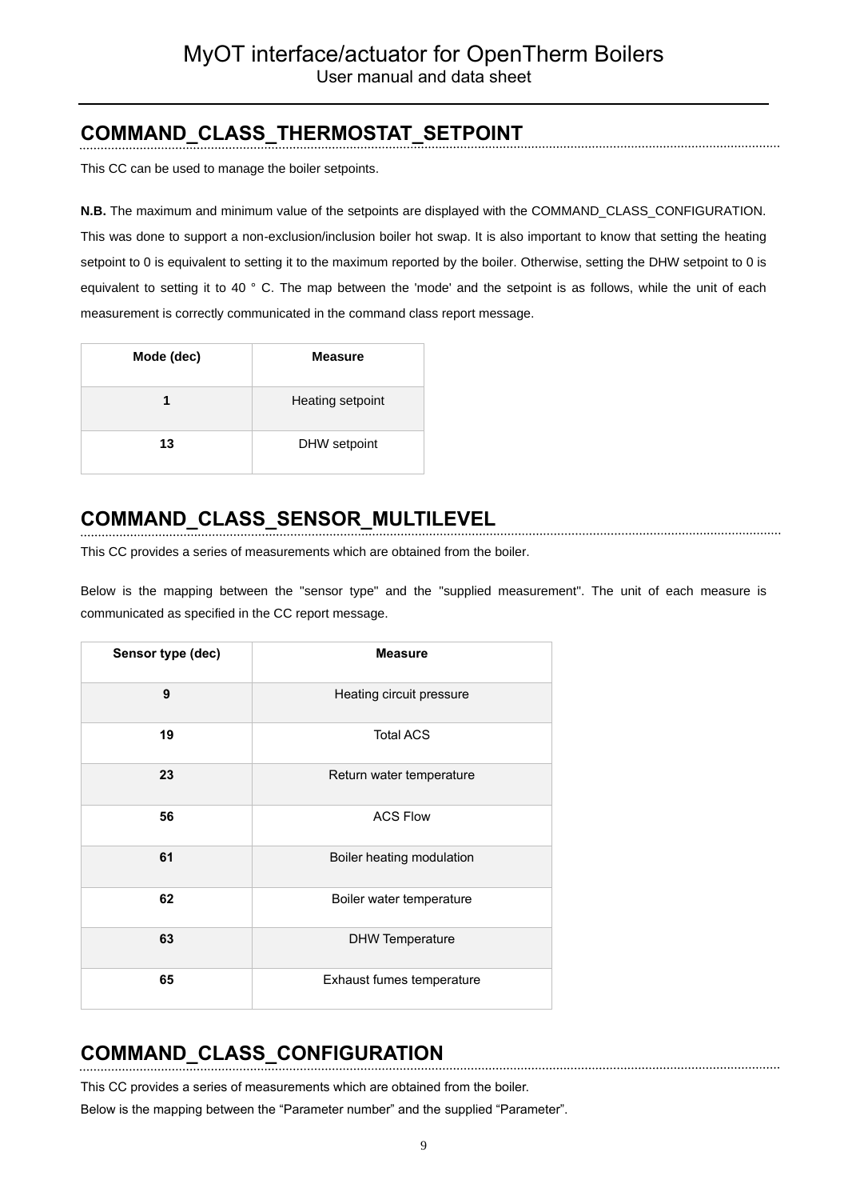## COMMAND_CLASS_THERMOSTAT_SETPOINT

This CC can be used to manage the boiler setpoints.

**N.B.** The maximum and minimum value of the setpoints are displayed with the COMMAND_CLASS_CONFIGURATION. This was done to support a non-exclusion/inclusion boiler hot swap. It is also important to know that setting the heating setpoint to 0 is equivalent to setting it to the maximum reported by the boiler. Otherwise, setting the DHW setpoint to 0 is equivalent to setting it to 40 ° C. The map between the 'mode' and the setpoint is as follows, while the unit of each measurement is correctly communicated in the command class report message.

| Mode (dec) | Measure |
|---|---|
| **1** | Heating setpoint |
| **13** | DHW setpoint |

## COMMAND_CLASS_SENSOR_MULTILEVEL

This CC provides a series of measurements which are obtained from the boiler.

Below is the mapping between the "sensor type" and the "supplied measurement". The unit of each measure is communicated as specified in the CC report message.

| Sensor type (dec) | Measure |
|---|---|
| **9** | Heating circuit pressure |
| **19** | Total ACS |
| **23** | Return water temperature |
| **56** | ACS Flow |
| **61** | Boiler heating modulation |
| **62** | Boiler water temperature |
| **63** | DHW Temperature |
| **65** | Exhaust fumes temperature |

## COMMAND_CLASS_CONFIGURATION

This CC provides a series of measurements which are obtained from the boiler.
Below is the mapping between the “Parameter number” and the supplied “Parameter”.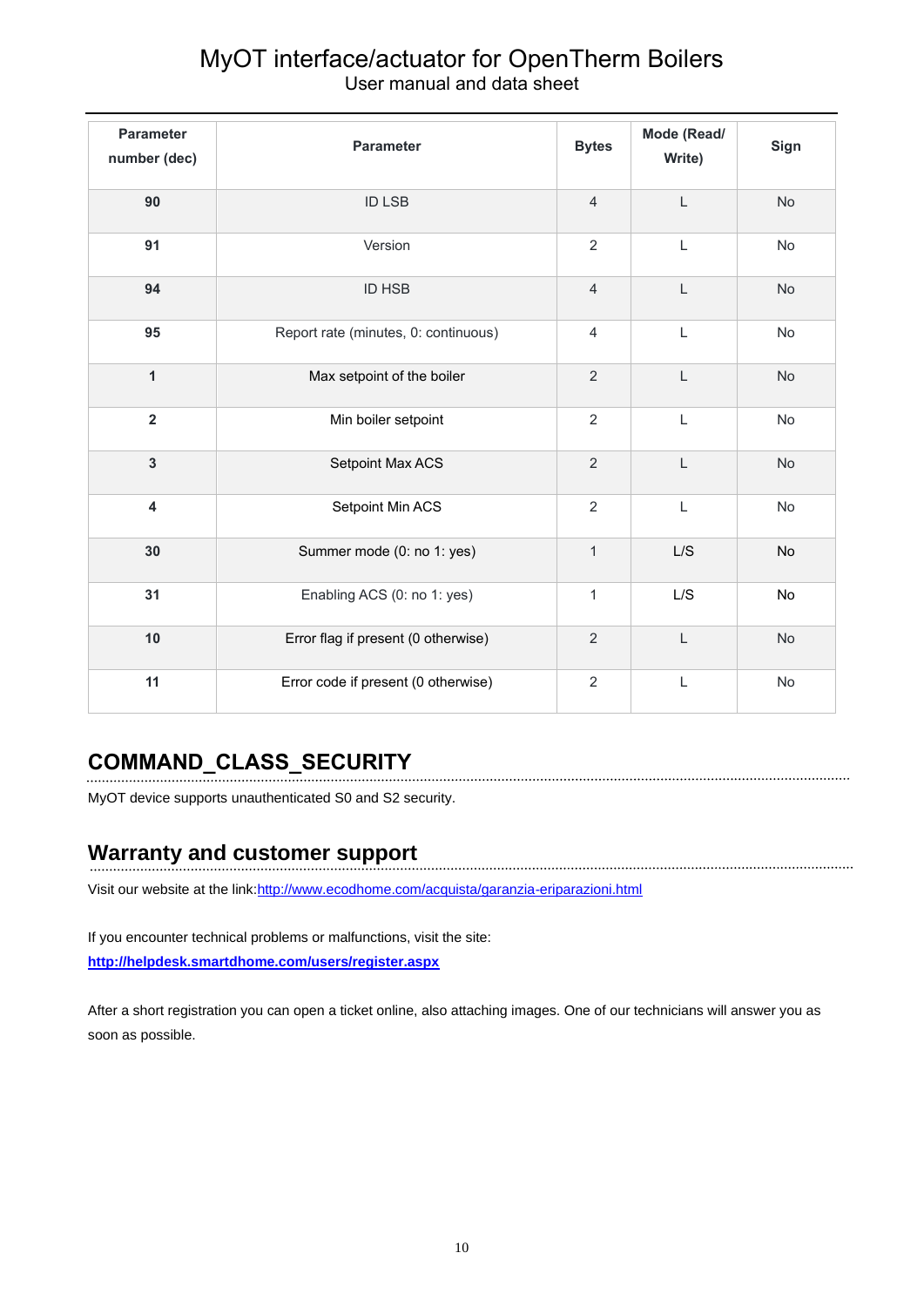| Parameter number (dec) | Parameter | Bytes | Mode (Read/ Write) | Sign |
|---|---|---|---|---|
| **90** | ID LSB | 4 | L | No |
| **91** | Version | 2 | L | No |
| **94** | ID HSB | 4 | L | No |
| **95** | Report rate (minutes, 0: continuous) | 4 | L | No |
| **1** | Max setpoint of the boiler | 2 | L | No |
| **2** | Min boiler setpoint | 2 | L | No |
| **3** | Setpoint Max ACS | 2 | L | No |
| **4** | Setpoint Min ACS | 2 | L | No |
| **30** | Summer mode (0: no 1: yes) | 1 | L/S | No |
| **31** | Enabling ACS (0: no 1: yes) | 1 | L/S | No |
| **10** | Error flag if present (0 otherwise) | 2 | L | No |
| **11** | Error code if present (0 otherwise) | 2 | L | No |

## COMMAND_CLASS_SECURITY

MyOT device supports unauthenticated S0 and S2 security.

## Warranty and customer support

Visit our website at the link:http://www.ecodhome.com/acquista/garanzia-eriparazioni.html

If you encounter technical problems or malfunctions, visit the site:
**http://helpdesk.smartdhome.com/users/register.aspx**

After a short registration you can open a ticket online, also attaching images. One of our technicians will answer you as soon as possible.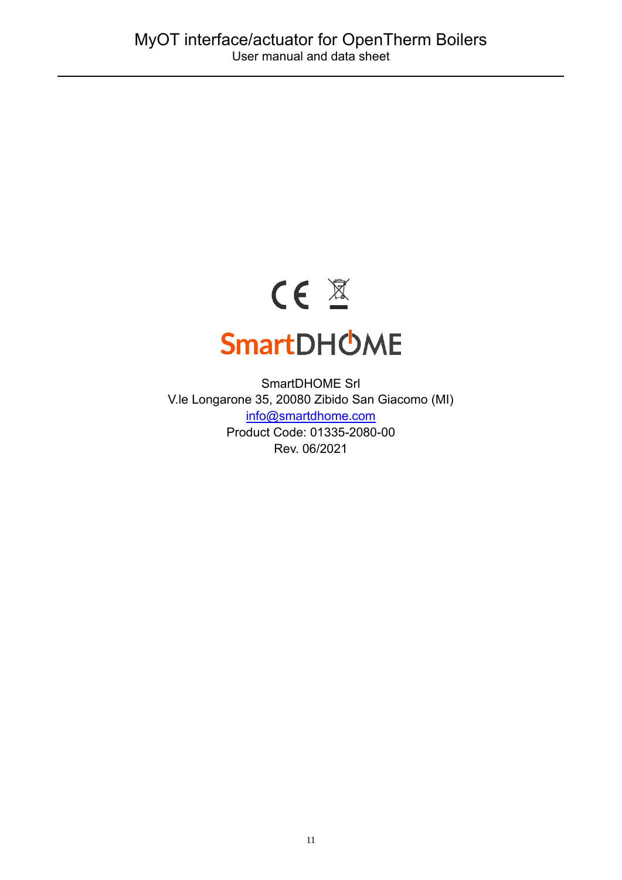SmartDHOME

SmartDHOME Srl

V.le Longarone 35, 20080 Zibido San Giacomo (MI)

info@smartdhome.com

Product Code: 01335-2080-00

Rev. 06/2021